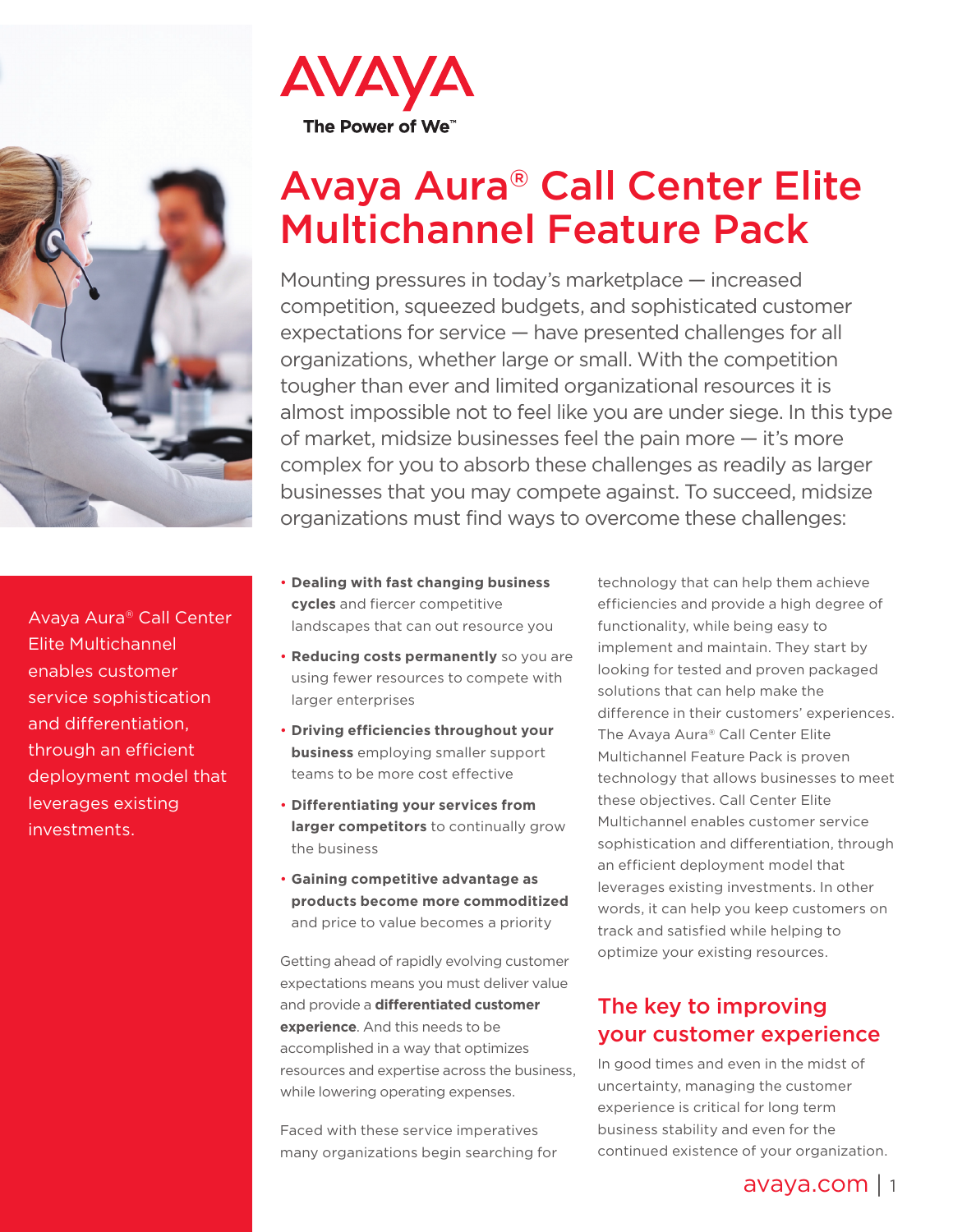AVAYA

The Power of We™

# Avaya Aura® Call Center Elite Multichannel Feature Pack

Mounting pressures in today's marketplace — increased competition, squeezed budgets, and sophisticated customer expectations for service — have presented challenges for all organizations, whether large or small. With the competition tougher than ever and limited organizational resources it is almost impossible not to feel like you are under siege. In this type of market, midsize businesses feel the pain more — it's more complex for you to absorb these challenges as readily as larger businesses that you may compete against. To succeed, midsize organizations must find ways to overcome these challenges:

Avaya Aura® Call Center Elite Multichannel enables customer service sophistication and differentiation, through an efficient deployment model that leverages existing investments.

- **Dealing with fast changing business cycles** and fiercer competitive landscapes that can out resource you
- **Reducing costs permanently** so you are using fewer resources to compete with larger enterprises
- **Driving efficiencies throughout your business** employing smaller support teams to be more cost effective
- **Differentiating your services from larger competitors** to continually grow the business
- **Gaining competitive advantage as products become more commoditized** and price to value becomes a priority

Getting ahead of rapidly evolving customer expectations means you must deliver value and provide a **differentiated customer experience**. And this needs to be accomplished in a way that optimizes resources and expertise across the business, while lowering operating expenses.

Faced with these service imperatives many organizations begin searching for technology that can help them achieve efficiencies and provide a high degree of functionality, while being easy to implement and maintain. They start by looking for tested and proven packaged solutions that can help make the difference in their customers' experiences. The Avaya Aura® Call Center Elite Multichannel Feature Pack is proven technology that allows businesses to meet these objectives. Call Center Elite Multichannel enables customer service sophistication and differentiation, through an efficient deployment model that leverages existing investments. In other words, it can help you keep customers on track and satisfied while helping to optimize your existing resources.

## The key to improving your customer experience

In good times and even in the midst of uncertainty, managing the customer experience is critical for long term business stability and even for the continued existence of your organization.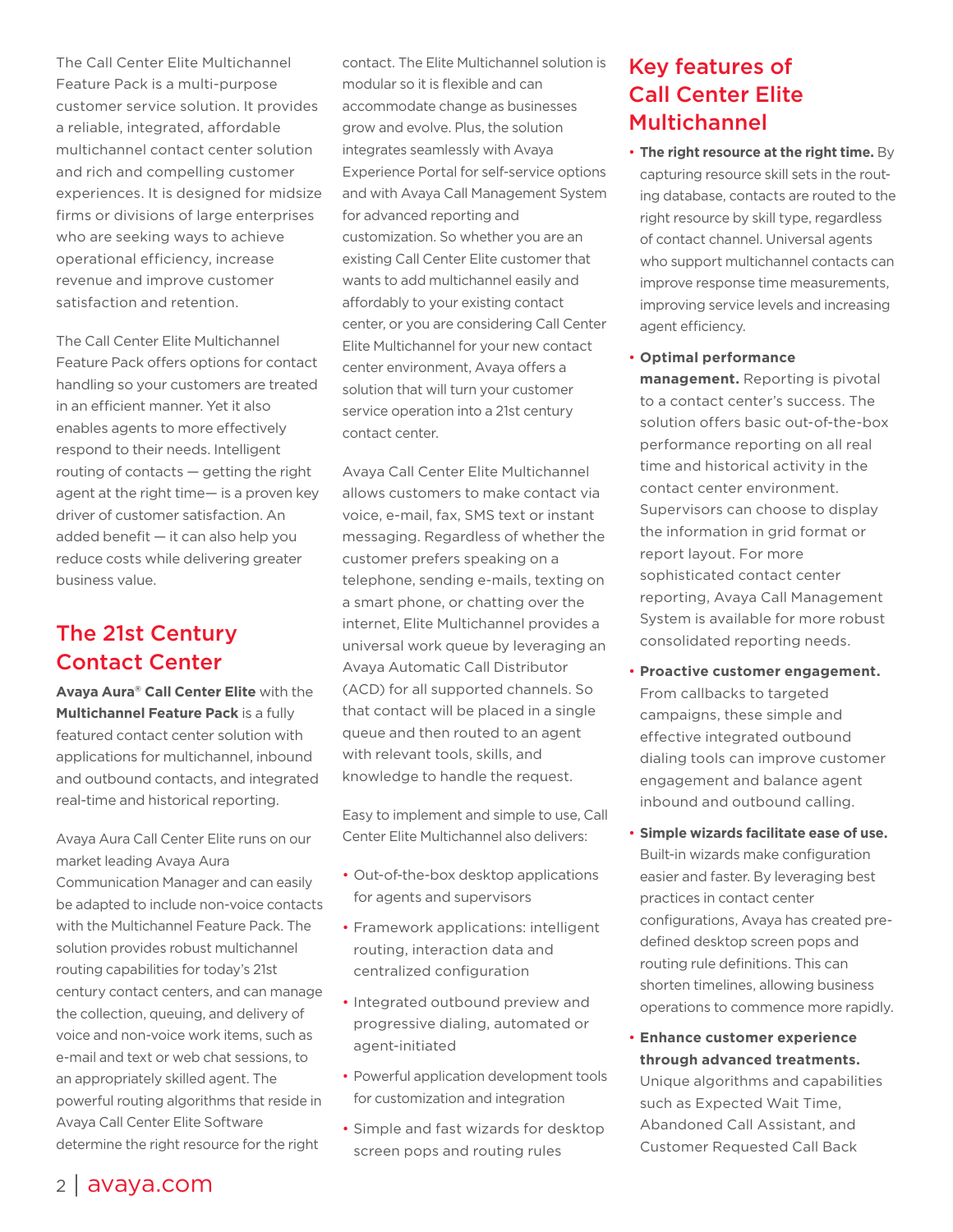The Call Center Elite Multichannel Feature Pack is a multi-purpose customer service solution. It provides a reliable, integrated, affordable multichannel contact center solution and rich and compelling customer experiences. It is designed for midsize firms or divisions of large enterprises who are seeking ways to achieve operational efficiency, increase revenue and improve customer satisfaction and retention.

The Call Center Elite Multichannel Feature Pack offers options for contact handling so your customers are treated in an efficient manner. Yet it also enables agents to more effectively respond to their needs. Intelligent routing of contacts — getting the right agent at the right time— is a proven key driver of customer satisfaction. An added benefit — it can also help you reduce costs while delivering greater business value.

## The 21st Century Contact Center

**Avaya Aura® Call Center Elite** with the **Multichannel Feature Pack** is a fully featured contact center solution with applications for multichannel, inbound and outbound contacts, and integrated real-time and historical reporting.

Avaya Aura Call Center Elite runs on our market leading Avaya Aura Communication Manager and can easily be adapted to include non-voice contacts with the Multichannel Feature Pack. The solution provides robust multichannel routing capabilities for today's 21st century contact centers, and can manage the collection, queuing, and delivery of voice and non-voice work items, such as e-mail and text or web chat sessions, to an appropriately skilled agent. The powerful routing algorithms that reside in Avaya Call Center Elite Software determine the right resource for the right contact. The Elite Multichannel solution is modular so it is flexible and can accommodate change as businesses grow and evolve. Plus, the solution integrates seamlessly with Avaya Experience Portal for self-service options and with Avaya Call Management System for advanced reporting and customization. So whether you are an existing Call Center Elite customer that wants to add multichannel easily and affordably to your existing contact center, or you are considering Call Center Elite Multichannel for your new contact center environment, Avaya offers a solution that will turn your customer service operation into a 21st century contact center.

Avaya Call Center Elite Multichannel allows customers to make contact via voice, e-mail, fax, SMS text or instant messaging. Regardless of whether the customer prefers speaking on a telephone, sending e-mails, texting on a smart phone, or chatting over the internet, Elite Multichannel provides a universal work queue by leveraging an Avaya Automatic Call Distributor (ACD) for all supported channels. So that contact will be placed in a single queue and then routed to an agent with relevant tools, skills, and knowledge to handle the request.

Easy to implement and simple to use, Call Center Elite Multichannel also delivers:

- Out-of-the-box desktop applications for agents and supervisors
- Framework applications: intelligent routing, interaction data and centralized configuration
- Integrated outbound preview and progressive dialing, automated or agent-initiated
- Powerful application development tools for customization and integration
- Simple and fast wizards for desktop screen pops and routing rules

## Key features of Call Center Elite Multichannel

- **The right resource at the right time.** By capturing resource skill sets in the routing database, contacts are routed to the right resource by skill type, regardless of contact channel. Universal agents who support multichannel contacts can improve response time measurements, improving service levels and increasing agent efficiency.
- **Optimal performance management.** Reporting is pivotal to a contact center's success. The solution offers basic out-of-the-box performance reporting on all real time and historical activity in the contact center environment. Supervisors can choose to display the information in grid format or report layout. For more sophisticated contact center reporting, Avaya Call Management System is available for more robust consolidated reporting needs.
- **Proactive customer engagement.** From callbacks to targeted campaigns, these simple and effective integrated outbound dialing tools can improve customer engagement and balance agent inbound and outbound calling.
- **Simple wizards facilitate ease of use.** Built-in wizards make configuration easier and faster. By leveraging best practices in contact center configurations, Avaya has created pre-defined desktop screen pops and routing rule definitions. This can shorten timelines, allowing business operations to commence more rapidly.
- **Enhance customer experience through advanced treatments.** Unique algorithms and capabilities such as Expected Wait Time, Abandoned Call Assistant, and Customer Requested Call Back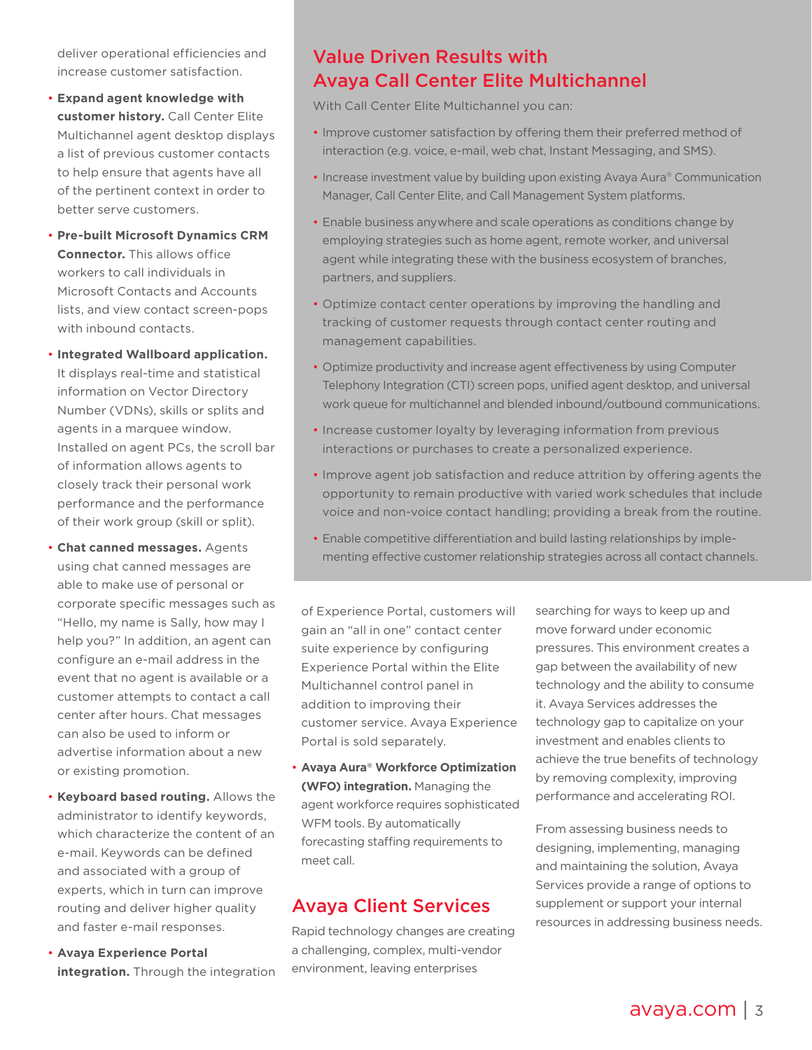deliver operational efficiencies and increase customer satisfaction.

- **Expand agent knowledge with customer history.** Call Center Elite Multichannel agent desktop displays a list of previous customer contacts to help ensure that agents have all of the pertinent context in order to better serve customers.
- **Pre-built Microsoft Dynamics CRM Connector.** This allows office workers to call individuals in Microsoft Contacts and Accounts lists, and view contact screen-pops with inbound contacts.
- **Integrated Wallboard application.** It displays real-time and statistical information on Vector Directory Number (VDNs), skills or splits and agents in a marquee window. Installed on agent PCs, the scroll bar of information allows agents to closely track their personal work performance and the performance of their work group (skill or split).
- **Chat canned messages.** Agents using chat canned messages are able to make use of personal or corporate specific messages such as "Hello, my name is Sally, how may I help you?" In addition, an agent can configure an e-mail address in the event that no agent is available or a customer attempts to contact a call center after hours. Chat messages can also be used to inform or advertise information about a new or existing promotion.
- **Keyboard based routing.** Allows the administrator to identify keywords, which characterize the content of an e-mail. Keywords can be defined and associated with a group of experts, which in turn can improve routing and deliver higher quality and faster e-mail responses.
- **Avaya Experience Portal integration.** Through the integration of Experience Portal, customers will gain an "all in one" contact center suite experience by configuring Experience Portal within the Elite Multichannel control panel in addition to improving their customer service. Avaya Experience Portal is sold separately.
- **Avaya Aura® Workforce Optimization (WFO) integration.** Managing the agent workforce requires sophisticated WFM tools. By automatically forecasting staffing requirements to meet call.

## Value Driven Results with Avaya Call Center Elite Multichannel

With Call Center Elite Multichannel you can:

- Improve customer satisfaction by offering them their preferred method of interaction (e.g. voice, e-mail, web chat, Instant Messaging, and SMS).
- Increase investment value by building upon existing Avaya Aura® Communication Manager, Call Center Elite, and Call Management System platforms.
- Enable business anywhere and scale operations as conditions change by employing strategies such as home agent, remote worker, and universal agent while integrating these with the business ecosystem of branches, partners, and suppliers.
- Optimize contact center operations by improving the handling and tracking of customer requests through contact center routing and management capabilities.
- Optimize productivity and increase agent effectiveness by using Computer Telephony Integration (CTI) screen pops, unified agent desktop, and universal work queue for multichannel and blended inbound/outbound communications.
- Increase customer loyalty by leveraging information from previous interactions or purchases to create a personalized experience.
- Improve agent job satisfaction and reduce attrition by offering agents the opportunity to remain productive with varied work schedules that include voice and non-voice contact handling; providing a break from the routine.
- Enable competitive differentiation and build lasting relationships by implementing effective customer relationship strategies across all contact channels.

## Avaya Client Services

Rapid technology changes are creating a challenging, complex, multi-vendor environment, leaving enterprises searching for ways to keep up and move forward under economic pressures. This environment creates a gap between the availability of new technology and the ability to consume it. Avaya Services addresses the technology gap to capitalize on your investment and enables clients to achieve the true benefits of technology by removing complexity, improving performance and accelerating ROI.

From assessing business needs to designing, implementing, managing and maintaining the solution, Avaya Services provide a range of options to supplement or support your internal resources in addressing business needs.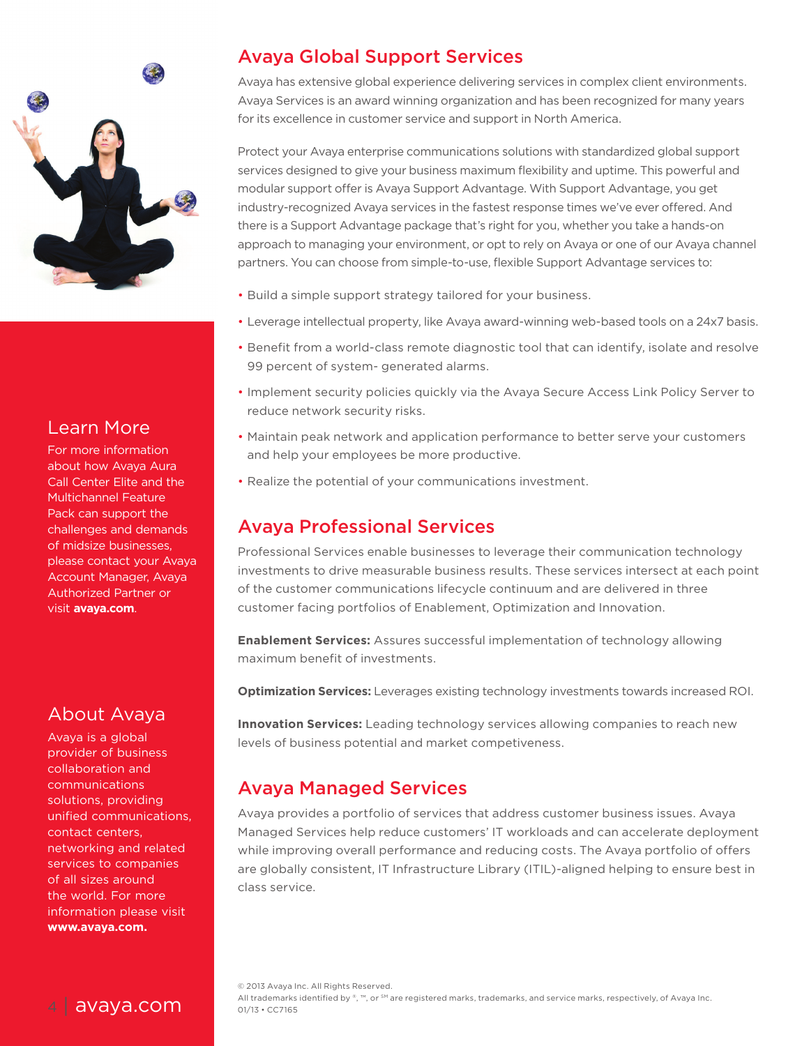## Learn More

For more information about how Avaya Aura Call Center Elite and the Multichannel Feature Pack can support the challenges and demands of midsize businesses, please contact your Avaya Account Manager, Avaya Authorized Partner or visit **avaya.com**.

## About Avaya

Avaya is a global provider of business collaboration and communications solutions, providing unified communications, contact centers, networking and related services to companies of all sizes around the world. For more information please visit **www.avaya.com.**

## Avaya Global Support Services

Avaya has extensive global experience delivering services in complex client environments. Avaya Services is an award winning organization and has been recognized for many years for its excellence in customer service and support in North America.

Protect your Avaya enterprise communications solutions with standardized global support services designed to give your business maximum flexibility and uptime. This powerful and modular support offer is Avaya Support Advantage. With Support Advantage, you get industry-recognized Avaya services in the fastest response times we've ever offered. And there is a Support Advantage package that's right for you, whether you take a hands-on approach to managing your environment, or opt to rely on Avaya or one of our Avaya channel partners. You can choose from simple-to-use, flexible Support Advantage services to:

- Build a simple support strategy tailored for your business.
- Leverage intellectual property, like Avaya award-winning web-based tools on a 24x7 basis.
- Benefit from a world-class remote diagnostic tool that can identify, isolate and resolve 99 percent of system- generated alarms.
- Implement security policies quickly via the Avaya Secure Access Link Policy Server to reduce network security risks.
- Maintain peak network and application performance to better serve your customers and help your employees be more productive.
- Realize the potential of your communications investment.

## Avaya Professional Services

Professional Services enable businesses to leverage their communication technology investments to drive measurable business results. These services intersect at each point of the customer communications lifecycle continuum and are delivered in three customer facing portfolios of Enablement, Optimization and Innovation.

**Enablement Services:** Assures successful implementation of technology allowing maximum benefit of investments.

**Optimization Services:** Leverages existing technology investments towards increased ROI.

**Innovation Services:** Leading technology services allowing companies to reach new levels of business potential and market competeveness.

## Avaya Managed Services

Avaya provides a portfolio of services that address customer business issues. Avaya Managed Services help reduce customers' IT workloads and can accelerate deployment while improving overall performance and reducing costs. The Avaya portfolio of offers are globally consistent, IT Infrastructure Library (ITIL)-aligned helping to ensure best in class service.

© 2013 Avaya Inc. All Rights Reserved.
All trademarks identified by ®, ™, or SM are registered marks, trademarks, and service marks, respectively, of Avaya Inc.
01/13 • CC7165